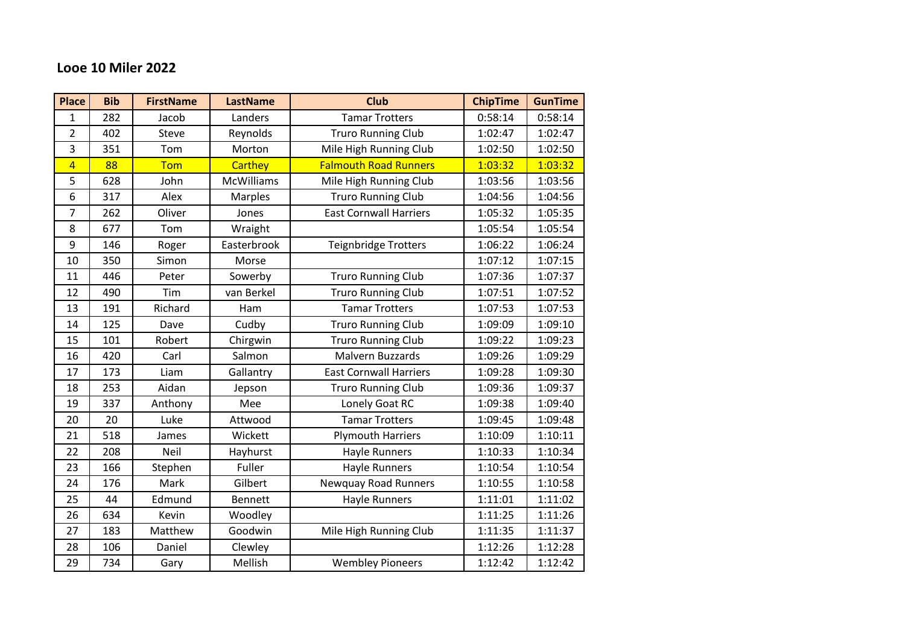# Looe 10 Miler 2022

| Place | Bib | FirstName | LastName | Club | ChipTime | GunTime |
|---|---|---|---|---|---|---|
| 1 | 282 | Jacob | Landers | Tamar Trotters | 0:58:14 | 0:58:14 |
| 2 | 402 | Steve | Reynolds | Truro Running Club | 1:02:47 | 1:02:47 |
| 3 | 351 | Tom | Morton | Mile High Running Club | 1:02:50 | 1:02:50 |
| 4 | 88 | Tom | Carthey | Falmouth Road Runners | 1:03:32 | 1:03:32 |
| 5 | 628 | John | McWilliams | Mile High Running Club | 1:03:56 | 1:03:56 |
| 6 | 317 | Alex | Marples | Truro Running Club | 1:04:56 | 1:04:56 |
| 7 | 262 | Oliver | Jones | East Cornwall Harriers | 1:05:32 | 1:05:35 |
| 8 | 677 | Tom | Wraight | | 1:05:54 | 1:05:54 |
| 9 | 146 | Roger | Easterbrook | Teignbridge Trotters | 1:06:22 | 1:06:24 |
| 10 | 350 | Simon | Morse | | 1:07:12 | 1:07:15 |
| 11 | 446 | Peter | Sowerby | Truro Running Club | 1:07:36 | 1:07:37 |
| 12 | 490 | Tim | van Berkel | Truro Running Club | 1:07:51 | 1:07:52 |
| 13 | 191 | Richard | Ham | Tamar Trotters | 1:07:53 | 1:07:53 |
| 14 | 125 | Dave | Cudby | Truro Running Club | 1:09:09 | 1:09:10 |
| 15 | 101 | Robert | Chirgwin | Truro Running Club | 1:09:22 | 1:09:23 |
| 16 | 420 | Carl | Salmon | Malvern Buzzards | 1:09:26 | 1:09:29 |
| 17 | 173 | Liam | Gallantry | East Cornwall Harriers | 1:09:28 | 1:09:30 |
| 18 | 253 | Aidan | Jepson | Truro Running Club | 1:09:36 | 1:09:37 |
| 19 | 337 | Anthony | Mee | Lonely Goat RC | 1:09:38 | 1:09:40 |
| 20 | 20 | Luke | Attwood | Tamar Trotters | 1:09:45 | 1:09:48 |
| 21 | 518 | James | Wickett | Plymouth Harriers | 1:10:09 | 1:10:11 |
| 22 | 208 | Neil | Hayhurst | Hayle Runners | 1:10:33 | 1:10:34 |
| 23 | 166 | Stephen | Fuller | Hayle Runners | 1:10:54 | 1:10:54 |
| 24 | 176 | Mark | Gilbert | Newquay Road Runners | 1:10:55 | 1:10:58 |
| 25 | 44 | Edmund | Bennett | Hayle Runners | 1:11:01 | 1:11:02 |
| 26 | 634 | Kevin | Woodley | | 1:11:25 | 1:11:26 |
| 27 | 183 | Matthew | Goodwin | Mile High Running Club | 1:11:35 | 1:11:37 |
| 28 | 106 | Daniel | Clewley | | 1:12:26 | 1:12:28 |
| 29 | 734 | Gary | Mellish | Wembley Pioneers | 1:12:42 | 1:12:42 |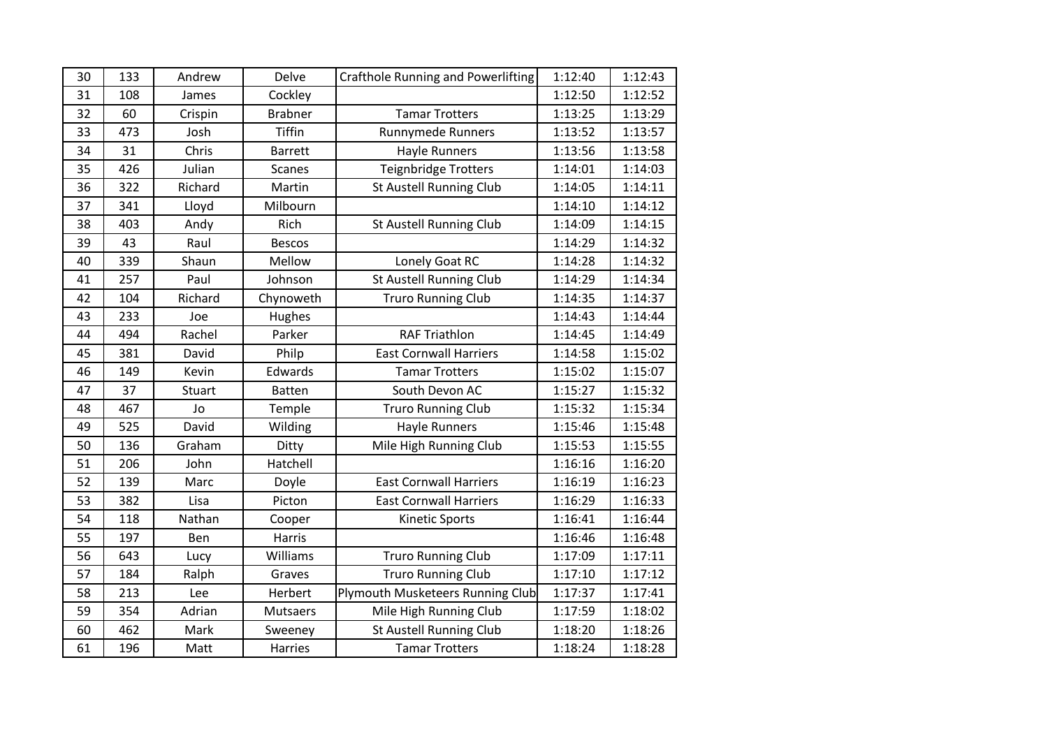| 30 | 133 | Andrew | Delve | Crafthole Running and Powerlifting | 1:12:40 | 1:12:43 |
|---|---|---|---|---|---|---|
| 31 | 108 | James | Cockley | | 1:12:50 | 1:12:52 |
| 32 | 60 | Crispin | Brabner | Tamar Trotters | 1:13:25 | 1:13:29 |
| 33 | 473 | Josh | Tiffin | Runnymede Runners | 1:13:52 | 1:13:57 |
| 34 | 31 | Chris | Barrett | Hayle Runners | 1:13:56 | 1:13:58 |
| 35 | 426 | Julian | Scanes | Teignbridge Trotters | 1:14:01 | 1:14:03 |
| 36 | 322 | Richard | Martin | St Austell Running Club | 1:14:05 | 1:14:11 |
| 37 | 341 | Lloyd | Milbourn | | 1:14:10 | 1:14:12 |
| 38 | 403 | Andy | Rich | St Austell Running Club | 1:14:09 | 1:14:15 |
| 39 | 43 | Raul | Bescos | | 1:14:29 | 1:14:32 |
| 40 | 339 | Shaun | Mellow | Lonely Goat RC | 1:14:28 | 1:14:32 |
| 41 | 257 | Paul | Johnson | St Austell Running Club | 1:14:29 | 1:14:34 |
| 42 | 104 | Richard | Chynoweth | Truro Running Club | 1:14:35 | 1:14:37 |
| 43 | 233 | Joe | Hughes | | 1:14:43 | 1:14:44 |
| 44 | 494 | Rachel | Parker | RAF Triathlon | 1:14:45 | 1:14:49 |
| 45 | 381 | David | Philp | East Cornwall Harriers | 1:14:58 | 1:15:02 |
| 46 | 149 | Kevin | Edwards | Tamar Trotters | 1:15:02 | 1:15:07 |
| 47 | 37 | Stuart | Batten | South Devon AC | 1:15:27 | 1:15:32 |
| 48 | 467 | Jo | Temple | Truro Running Club | 1:15:32 | 1:15:34 |
| 49 | 525 | David | Wilding | Hayle Runners | 1:15:46 | 1:15:48 |
| 50 | 136 | Graham | Ditty | Mile High Running Club | 1:15:53 | 1:15:55 |
| 51 | 206 | John | Hatchell | | 1:16:16 | 1:16:20 |
| 52 | 139 | Marc | Doyle | East Cornwall Harriers | 1:16:19 | 1:16:23 |
| 53 | 382 | Lisa | Picton | East Cornwall Harriers | 1:16:29 | 1:16:33 |
| 54 | 118 | Nathan | Cooper | Kinetic Sports | 1:16:41 | 1:16:44 |
| 55 | 197 | Ben | Harris | | 1:16:46 | 1:16:48 |
| 56 | 643 | Lucy | Williams | Truro Running Club | 1:17:09 | 1:17:11 |
| 57 | 184 | Ralph | Graves | Truro Running Club | 1:17:10 | 1:17:12 |
| 58 | 213 | Lee | Herbert | Plymouth Musketeers Running Club | 1:17:37 | 1:17:41 |
| 59 | 354 | Adrian | Mutsaers | Mile High Running Club | 1:17:59 | 1:18:02 |
| 60 | 462 | Mark | Sweeney | St Austell Running Club | 1:18:20 | 1:18:26 |
| 61 | 196 | Matt | Harries | Tamar Trotters | 1:18:24 | 1:18:28 |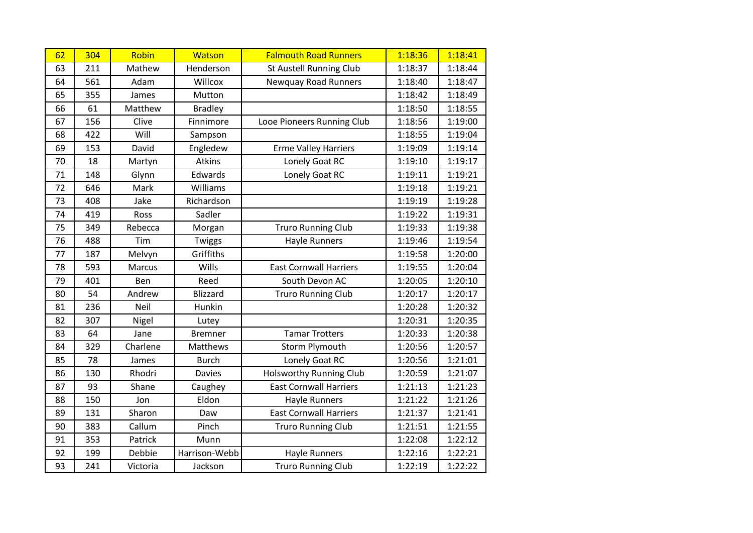| 62 | 304 | Robin | Watson | Falmouth Road Runners | 1:18:36 | 1:18:41 |
|---|---|---|---|---|---|---|
| 63 | 211 | Mathew | Henderson | St Austell Running Club | 1:18:37 | 1:18:44 |
| 64 | 561 | Adam | Willcox | Newquay Road Runners | 1:18:40 | 1:18:47 |
| 65 | 355 | James | Mutton | | 1:18:42 | 1:18:49 |
| 66 | 61 | Matthew | Bradley | | 1:18:50 | 1:18:55 |
| 67 | 156 | Clive | Finnimore | Looe Pioneers Running Club | 1:18:56 | 1:19:00 |
| 68 | 422 | Will | Sampson | | 1:18:55 | 1:19:04 |
| 69 | 153 | David | Engledew | Erme Valley Harriers | 1:19:09 | 1:19:14 |
| 70 | 18 | Martyn | Atkins | Lonely Goat RC | 1:19:10 | 1:19:17 |
| 71 | 148 | Glynn | Edwards | Lonely Goat RC | 1:19:11 | 1:19:21 |
| 72 | 646 | Mark | Williams | | 1:19:18 | 1:19:21 |
| 73 | 408 | Jake | Richardson | | 1:19:19 | 1:19:28 |
| 74 | 419 | Ross | Sadler | | 1:19:22 | 1:19:31 |
| 75 | 349 | Rebecca | Morgan | Truro Running Club | 1:19:33 | 1:19:38 |
| 76 | 488 | Tim | Twiggs | Hayle Runners | 1:19:46 | 1:19:54 |
| 77 | 187 | Melvyn | Griffiths | | 1:19:58 | 1:20:00 |
| 78 | 593 | Marcus | Wills | East Cornwall Harriers | 1:19:55 | 1:20:04 |
| 79 | 401 | Ben | Reed | South Devon AC | 1:20:05 | 1:20:10 |
| 80 | 54 | Andrew | Blizzard | Truro Running Club | 1:20:17 | 1:20:17 |
| 81 | 236 | Neil | Hunkin | | 1:20:28 | 1:20:32 |
| 82 | 307 | Nigel | Lutey | | 1:20:31 | 1:20:35 |
| 83 | 64 | Jane | Bremner | Tamar Trotters | 1:20:33 | 1:20:38 |
| 84 | 329 | Charlene | Matthews | Storm Plymouth | 1:20:56 | 1:20:57 |
| 85 | 78 | James | Burch | Lonely Goat RC | 1:20:56 | 1:21:01 |
| 86 | 130 | Rhodri | Davies | Holsworthy Running Club | 1:20:59 | 1:21:07 |
| 87 | 93 | Shane | Caughey | East Cornwall Harriers | 1:21:13 | 1:21:23 |
| 88 | 150 | Jon | Eldon | Hayle Runners | 1:21:22 | 1:21:26 |
| 89 | 131 | Sharon | Daw | East Cornwall Harriers | 1:21:37 | 1:21:41 |
| 90 | 383 | Callum | Pinch | Truro Running Club | 1:21:51 | 1:21:55 |
| 91 | 353 | Patrick | Munn | | 1:22:08 | 1:22:12 |
| 92 | 199 | Debbie | Harrison-Webb | Hayle Runners | 1:22:16 | 1:22:21 |
| 93 | 241 | Victoria | Jackson | Truro Running Club | 1:22:19 | 1:22:22 |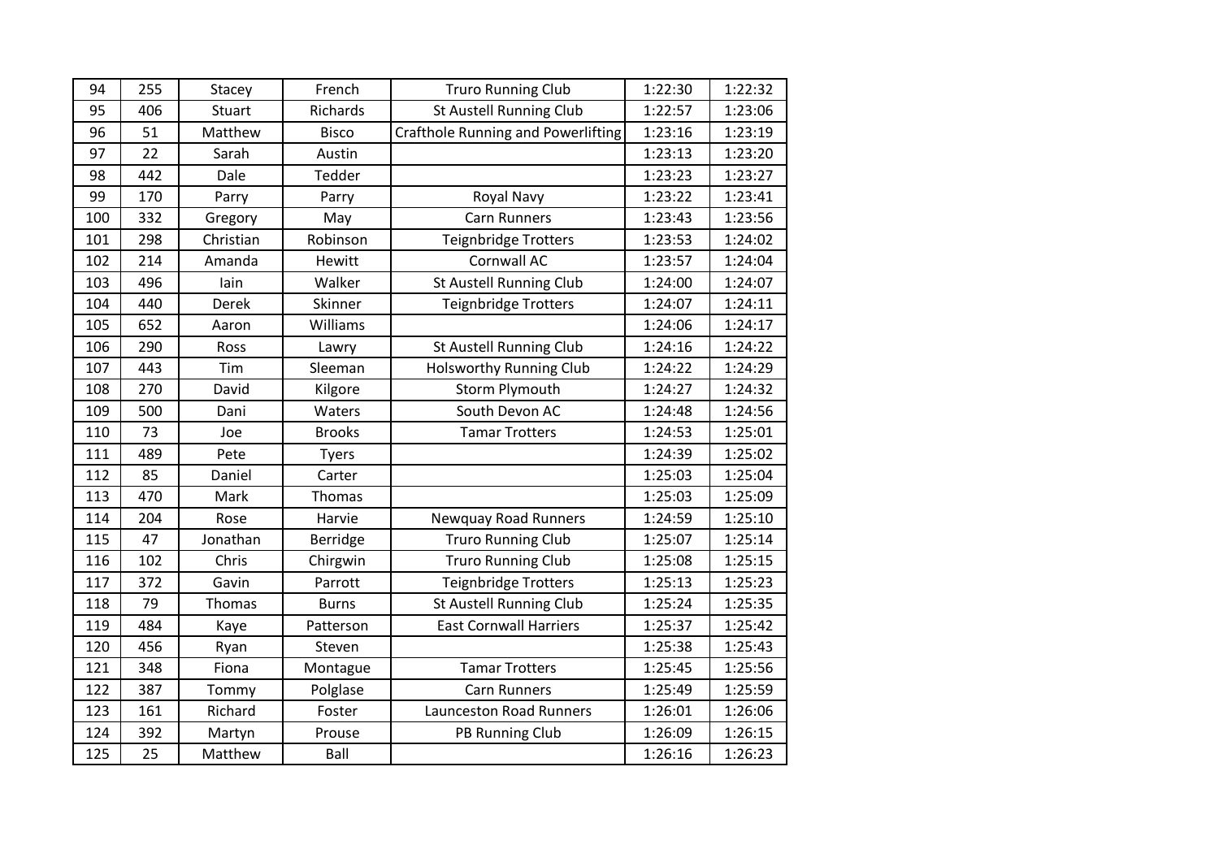| 94 | 255 | Stacey | French | Truro Running Club | 1:22:30 | 1:22:32 |
|---|---|---|---|---|---|---|
| 95 | 406 | Stuart | Richards | St Austell Running Club | 1:22:57 | 1:23:06 |
| 96 | 51 | Matthew | Bisco | Crafthole Running and Powerlifting | 1:23:16 | 1:23:19 |
| 97 | 22 | Sarah | Austin | | 1:23:13 | 1:23:20 |
| 98 | 442 | Dale | Tedder | | 1:23:23 | 1:23:27 |
| 99 | 170 | Parry | Parry | Royal Navy | 1:23:22 | 1:23:41 |
| 100 | 332 | Gregory | May | Carn Runners | 1:23:43 | 1:23:56 |
| 101 | 298 | Christian | Robinson | Teignbridge Trotters | 1:23:53 | 1:24:02 |
| 102 | 214 | Amanda | Hewitt | Cornwall AC | 1:23:57 | 1:24:04 |
| 103 | 496 | Iain | Walker | St Austell Running Club | 1:24:00 | 1:24:07 |
| 104 | 440 | Derek | Skinner | Teignbridge Trotters | 1:24:07 | 1:24:11 |
| 105 | 652 | Aaron | Williams | | 1:24:06 | 1:24:17 |
| 106 | 290 | Ross | Lawry | St Austell Running Club | 1:24:16 | 1:24:22 |
| 107 | 443 | Tim | Sleeman | Holsworthy Running Club | 1:24:22 | 1:24:29 |
| 108 | 270 | David | Kilgore | Storm Plymouth | 1:24:27 | 1:24:32 |
| 109 | 500 | Dani | Waters | South Devon AC | 1:24:48 | 1:24:56 |
| 110 | 73 | Joe | Brooks | Tamar Trotters | 1:24:53 | 1:25:01 |
| 111 | 489 | Pete | Tyers | | 1:24:39 | 1:25:02 |
| 112 | 85 | Daniel | Carter | | 1:25:03 | 1:25:04 |
| 113 | 470 | Mark | Thomas | | 1:25:03 | 1:25:09 |
| 114 | 204 | Rose | Harvie | Newquay Road Runners | 1:24:59 | 1:25:10 |
| 115 | 47 | Jonathan | Berridge | Truro Running Club | 1:25:07 | 1:25:14 |
| 116 | 102 | Chris | Chirgwin | Truro Running Club | 1:25:08 | 1:25:15 |
| 117 | 372 | Gavin | Parrott | Teignbridge Trotters | 1:25:13 | 1:25:23 |
| 118 | 79 | Thomas | Burns | St Austell Running Club | 1:25:24 | 1:25:35 |
| 119 | 484 | Kaye | Patterson | East Cornwall Harriers | 1:25:37 | 1:25:42 |
| 120 | 456 | Ryan | Steven | | 1:25:38 | 1:25:43 |
| 121 | 348 | Fiona | Montague | Tamar Trotters | 1:25:45 | 1:25:56 |
| 122 | 387 | Tommy | Polglase | Carn Runners | 1:25:49 | 1:25:59 |
| 123 | 161 | Richard | Foster | Launceston Road Runners | 1:26:01 | 1:26:06 |
| 124 | 392 | Martyn | Prouse | PB Running Club | 1:26:09 | 1:26:15 |
| 125 | 25 | Matthew | Ball | | 1:26:16 | 1:26:23 |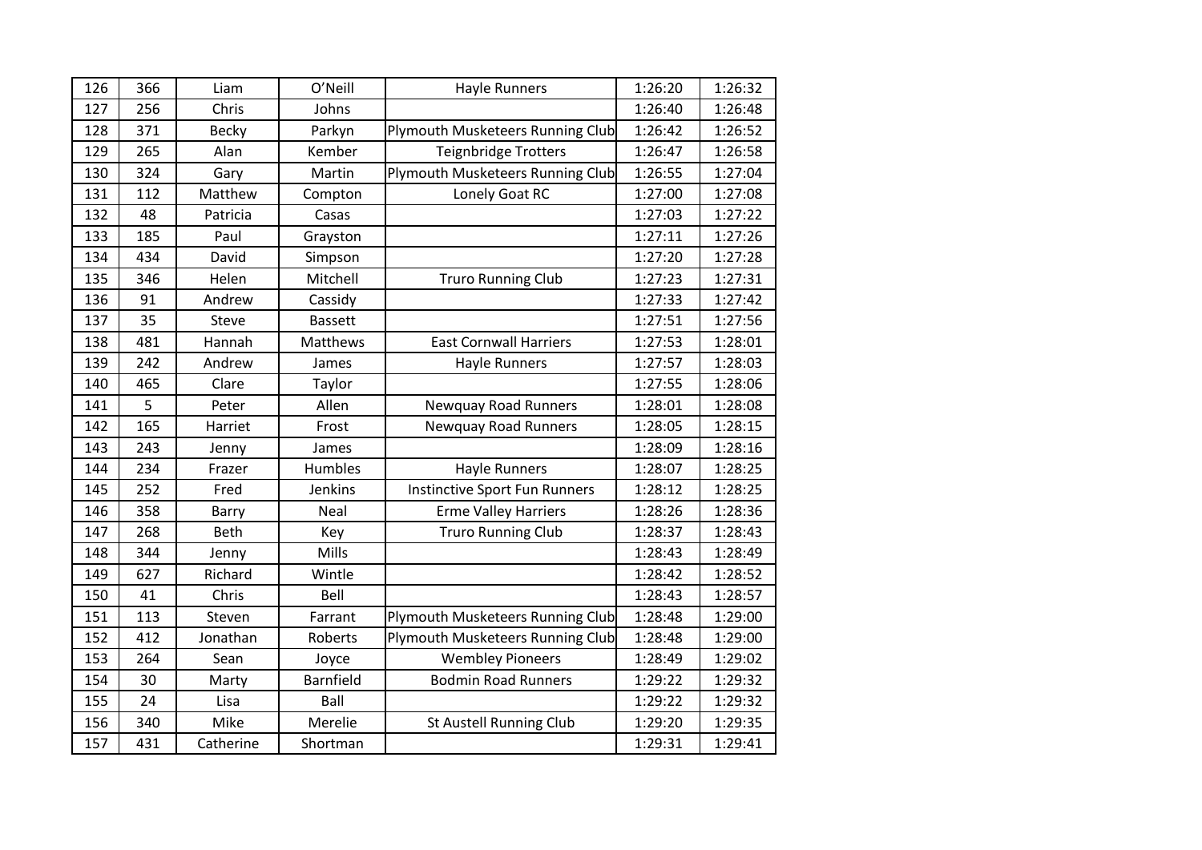| | | | | | | |
|---|---|---|---|---|---|---|
| 126 | 366 | Liam | O’Neill | Hayle Runners | 1:26:20 | 1:26:32 |
| 127 | 256 | Chris | Johns | | 1:26:40 | 1:26:48 |
| 128 | 371 | Becky | Parkyn | Plymouth Musketeers Running Club | 1:26:42 | 1:26:52 |
| 129 | 265 | Alan | Kember | Teignbridge Trotters | 1:26:47 | 1:26:58 |
| 130 | 324 | Gary | Martin | Plymouth Musketeers Running Club | 1:26:55 | 1:27:04 |
| 131 | 112 | Matthew | Compton | Lonely Goat RC | 1:27:00 | 1:27:08 |
| 132 | 48 | Patricia | Casas | | 1:27:03 | 1:27:22 |
| 133 | 185 | Paul | Grayston | | 1:27:11 | 1:27:26 |
| 134 | 434 | David | Simpson | | 1:27:20 | 1:27:28 |
| 135 | 346 | Helen | Mitchell | Truro Running Club | 1:27:23 | 1:27:31 |
| 136 | 91 | Andrew | Cassidy | | 1:27:33 | 1:27:42 |
| 137 | 35 | Steve | Bassett | | 1:27:51 | 1:27:56 |
| 138 | 481 | Hannah | Matthews | East Cornwall Harriers | 1:27:53 | 1:28:01 |
| 139 | 242 | Andrew | James | Hayle Runners | 1:27:57 | 1:28:03 |
| 140 | 465 | Clare | Taylor | | 1:27:55 | 1:28:06 |
| 141 | 5 | Peter | Allen | Newquay Road Runners | 1:28:01 | 1:28:08 |
| 142 | 165 | Harriet | Frost | Newquay Road Runners | 1:28:05 | 1:28:15 |
| 143 | 243 | Jenny | James | | 1:28:09 | 1:28:16 |
| 144 | 234 | Frazer | Humbles | Hayle Runners | 1:28:07 | 1:28:25 |
| 145 | 252 | Fred | Jenkins | Instinctive Sport Fun Runners | 1:28:12 | 1:28:25 |
| 146 | 358 | Barry | Neal | Erme Valley Harriers | 1:28:26 | 1:28:36 |
| 147 | 268 | Beth | Key | Truro Running Club | 1:28:37 | 1:28:43 |
| 148 | 344 | Jenny | Mills | | 1:28:43 | 1:28:49 |
| 149 | 627 | Richard | Wintle | | 1:28:42 | 1:28:52 |
| 150 | 41 | Chris | Bell | | 1:28:43 | 1:28:57 |
| 151 | 113 | Steven | Farrant | Plymouth Musketeers Running Club | 1:28:48 | 1:29:00 |
| 152 | 412 | Jonathan | Roberts | Plymouth Musketeers Running Club | 1:28:48 | 1:29:00 |
| 153 | 264 | Sean | Joyce | Wembley Pioneers | 1:28:49 | 1:29:02 |
| 154 | 30 | Marty | Barnfield | Bodmin Road Runners | 1:29:22 | 1:29:32 |
| 155 | 24 | Lisa | Ball | | 1:29:22 | 1:29:32 |
| 156 | 340 | Mike | Merelie | St Austell Running Club | 1:29:20 | 1:29:35 |
| 157 | 431 | Catherine | Shortman | | 1:29:31 | 1:29:41 |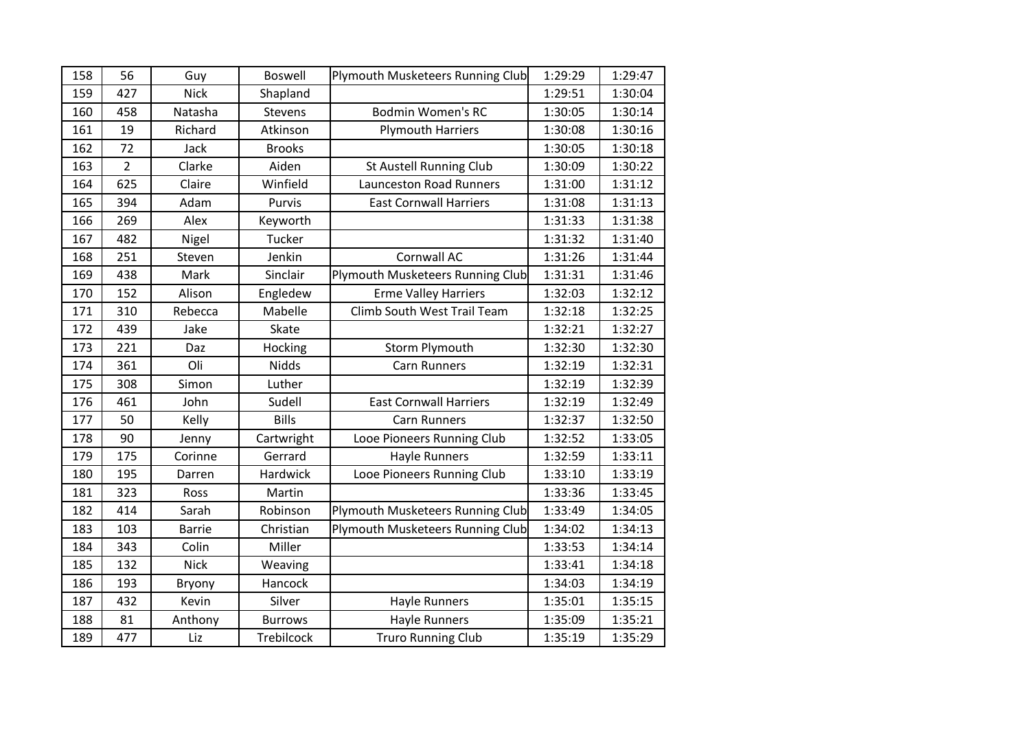| | | | | | | |
|---|---|---|---|---|---|---|
| 158 | 56 | Guy | Boswell | Plymouth Musketeers Running Club | 1:29:29 | 1:29:47 |
| 159 | 427 | Nick | Shapland | | 1:29:51 | 1:30:04 |
| 160 | 458 | Natasha | Stevens | Bodmin Women's RC | 1:30:05 | 1:30:14 |
| 161 | 19 | Richard | Atkinson | Plymouth Harriers | 1:30:08 | 1:30:16 |
| 162 | 72 | Jack | Brooks | | 1:30:05 | 1:30:18 |
| 163 | 2 | Clarke | Aiden | St Austell Running Club | 1:30:09 | 1:30:22 |
| 164 | 625 | Claire | Winfield | Launceston Road Runners | 1:31:00 | 1:31:12 |
| 165 | 394 | Adam | Purvis | East Cornwall Harriers | 1:31:08 | 1:31:13 |
| 166 | 269 | Alex | Keyworth | | 1:31:33 | 1:31:38 |
| 167 | 482 | Nigel | Tucker | | 1:31:32 | 1:31:40 |
| 168 | 251 | Steven | Jenkin | Cornwall AC | 1:31:26 | 1:31:44 |
| 169 | 438 | Mark | Sinclair | Plymouth Musketeers Running Club | 1:31:31 | 1:31:46 |
| 170 | 152 | Alison | Engledew | Erme Valley Harriers | 1:32:03 | 1:32:12 |
| 171 | 310 | Rebecca | Mabelle | Climb South West Trail Team | 1:32:18 | 1:32:25 |
| 172 | 439 | Jake | Skate | | 1:32:21 | 1:32:27 |
| 173 | 221 | Daz | Hocking | Storm Plymouth | 1:32:30 | 1:32:30 |
| 174 | 361 | Oli | Nidds | Carn Runners | 1:32:19 | 1:32:31 |
| 175 | 308 | Simon | Luther | | 1:32:19 | 1:32:39 |
| 176 | 461 | John | Sudell | East Cornwall Harriers | 1:32:19 | 1:32:49 |
| 177 | 50 | Kelly | Bills | Carn Runners | 1:32:37 | 1:32:50 |
| 178 | 90 | Jenny | Cartwright | Looe Pioneers Running Club | 1:32:52 | 1:33:05 |
| 179 | 175 | Corinne | Gerrard | Hayle Runners | 1:32:59 | 1:33:11 |
| 180 | 195 | Darren | Hardwick | Looe Pioneers Running Club | 1:33:10 | 1:33:19 |
| 181 | 323 | Ross | Martin | | 1:33:36 | 1:33:45 |
| 182 | 414 | Sarah | Robinson | Plymouth Musketeers Running Club | 1:33:49 | 1:34:05 |
| 183 | 103 | Barrie | Christian | Plymouth Musketeers Running Club | 1:34:02 | 1:34:13 |
| 184 | 343 | Colin | Miller | | 1:33:53 | 1:34:14 |
| 185 | 132 | Nick | Weaving | | 1:33:41 | 1:34:18 |
| 186 | 193 | Bryony | Hancock | | 1:34:03 | 1:34:19 |
| 187 | 432 | Kevin | Silver | Hayle Runners | 1:35:01 | 1:35:15 |
| 188 | 81 | Anthony | Burrows | Hayle Runners | 1:35:09 | 1:35:21 |
| 189 | 477 | Liz | Trebilcock | Truro Running Club | 1:35:19 | 1:35:29 |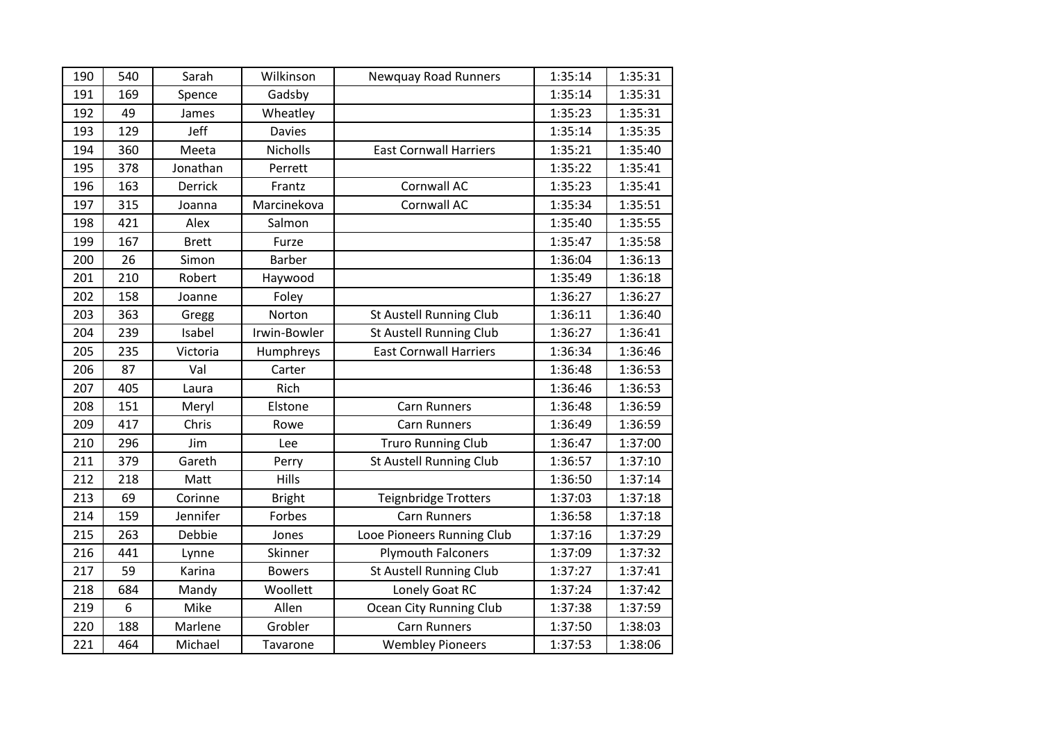| | | | | | | |
|---|---|---|---|---|---|---|
| 190 | 540 | Sarah | Wilkinson | Newquay Road Runners | 1:35:14 | 1:35:31 |
| 191 | 169 | Spence | Gadsby | | 1:35:14 | 1:35:31 |
| 192 | 49 | James | Wheatley | | 1:35:23 | 1:35:31 |
| 193 | 129 | Jeff | Davies | | 1:35:14 | 1:35:35 |
| 194 | 360 | Meeta | Nicholls | East Cornwall Harriers | 1:35:21 | 1:35:40 |
| 195 | 378 | Jonathan | Perrett | | 1:35:22 | 1:35:41 |
| 196 | 163 | Derrick | Frantz | Cornwall AC | 1:35:23 | 1:35:41 |
| 197 | 315 | Joanna | Marcinekova | Cornwall AC | 1:35:34 | 1:35:51 |
| 198 | 421 | Alex | Salmon | | 1:35:40 | 1:35:55 |
| 199 | 167 | Brett | Furze | | 1:35:47 | 1:35:58 |
| 200 | 26 | Simon | Barber | | 1:36:04 | 1:36:13 |
| 201 | 210 | Robert | Haywood | | 1:35:49 | 1:36:18 |
| 202 | 158 | Joanne | Foley | | 1:36:27 | 1:36:27 |
| 203 | 363 | Gregg | Norton | St Austell Running Club | 1:36:11 | 1:36:40 |
| 204 | 239 | Isabel | Irwin-Bowler | St Austell Running Club | 1:36:27 | 1:36:41 |
| 205 | 235 | Victoria | Humphreys | East Cornwall Harriers | 1:36:34 | 1:36:46 |
| 206 | 87 | Val | Carter | | 1:36:48 | 1:36:53 |
| 207 | 405 | Laura | Rich | | 1:36:46 | 1:36:53 |
| 208 | 151 | Meryl | Elstone | Carn Runners | 1:36:48 | 1:36:59 |
| 209 | 417 | Chris | Rowe | Carn Runners | 1:36:49 | 1:36:59 |
| 210 | 296 | Jim | Lee | Truro Running Club | 1:36:47 | 1:37:00 |
| 211 | 379 | Gareth | Perry | St Austell Running Club | 1:36:57 | 1:37:10 |
| 212 | 218 | Matt | Hills | | 1:36:50 | 1:37:14 |
| 213 | 69 | Corinne | Bright | Teignbridge Trotters | 1:37:03 | 1:37:18 |
| 214 | 159 | Jennifer | Forbes | Carn Runners | 1:36:58 | 1:37:18 |
| 215 | 263 | Debbie | Jones | Looe Pioneers Running Club | 1:37:16 | 1:37:29 |
| 216 | 441 | Lynne | Skinner | Plymouth Falconers | 1:37:09 | 1:37:32 |
| 217 | 59 | Karina | Bowers | St Austell Running Club | 1:37:27 | 1:37:41 |
| 218 | 684 | Mandy | Woollett | Lonely Goat RC | 1:37:24 | 1:37:42 |
| 219 | 6 | Mike | Allen | Ocean City Running Club | 1:37:38 | 1:37:59 |
| 220 | 188 | Marlene | Grobler | Carn Runners | 1:37:50 | 1:38:03 |
| 221 | 464 | Michael | Tavarone | Wembley Pioneers | 1:37:53 | 1:38:06 |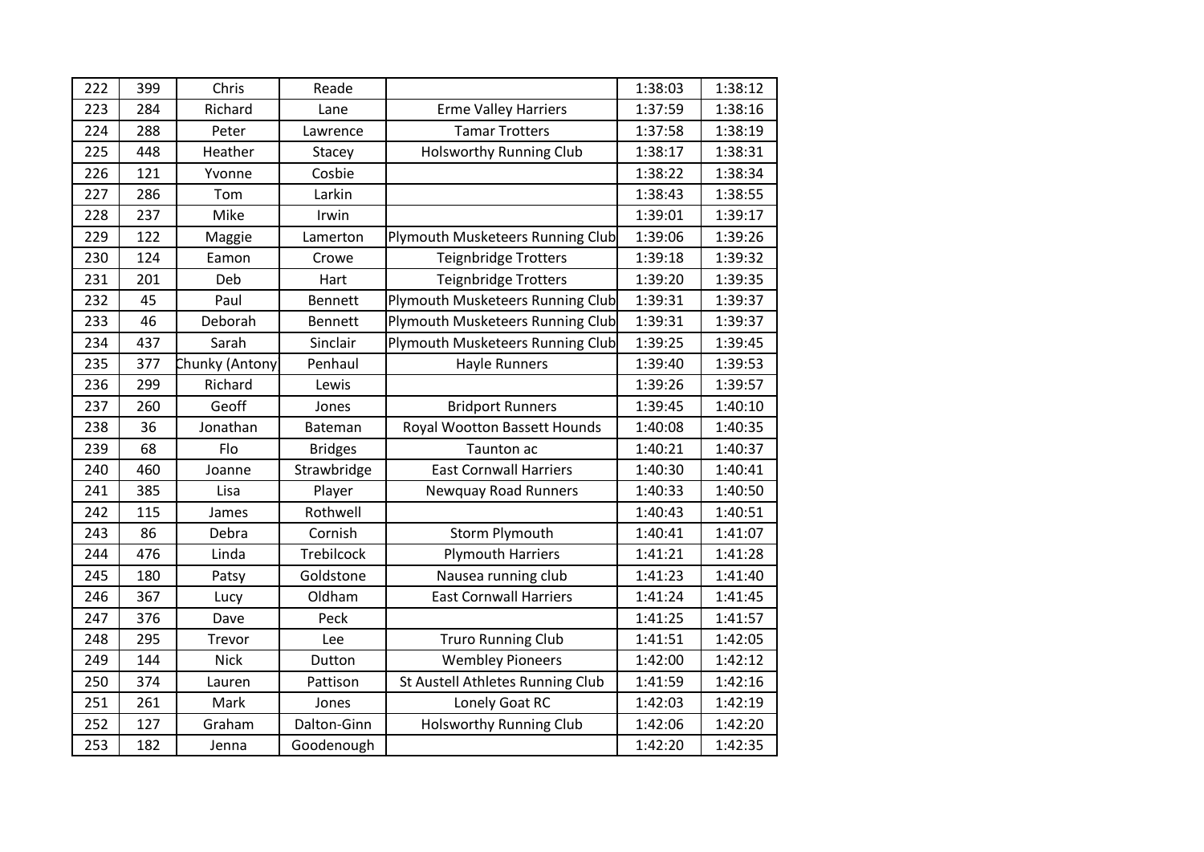| | | | | | | |
|---|---|---|---|---|---|---|
| 222 | 399 | Chris | Reade | | 1:38:03 | 1:38:12 |
| 223 | 284 | Richard | Lane | Erme Valley Harriers | 1:37:59 | 1:38:16 |
| 224 | 288 | Peter | Lawrence | Tamar Trotters | 1:37:58 | 1:38:19 |
| 225 | 448 | Heather | Stacey | Holsworthy Running Club | 1:38:17 | 1:38:31 |
| 226 | 121 | Yvonne | Cosbie | | 1:38:22 | 1:38:34 |
| 227 | 286 | Tom | Larkin | | 1:38:43 | 1:38:55 |
| 228 | 237 | Mike | Irwin | | 1:39:01 | 1:39:17 |
| 229 | 122 | Maggie | Lamerton | Plymouth Musketeers Running Club | 1:39:06 | 1:39:26 |
| 230 | 124 | Eamon | Crowe | Teignbridge Trotters | 1:39:18 | 1:39:32 |
| 231 | 201 | Deb | Hart | Teignbridge Trotters | 1:39:20 | 1:39:35 |
| 232 | 45 | Paul | Bennett | Plymouth Musketeers Running Club | 1:39:31 | 1:39:37 |
| 233 | 46 | Deborah | Bennett | Plymouth Musketeers Running Club | 1:39:31 | 1:39:37 |
| 234 | 437 | Sarah | Sinclair | Plymouth Musketeers Running Club | 1:39:25 | 1:39:45 |
| 235 | 377 | Chunky (Antony | Penhaul | Hayle Runners | 1:39:40 | 1:39:53 |
| 236 | 299 | Richard | Lewis | | 1:39:26 | 1:39:57 |
| 237 | 260 | Geoff | Jones | Bridport Runners | 1:39:45 | 1:40:10 |
| 238 | 36 | Jonathan | Bateman | Royal Wootton Bassett Hounds | 1:40:08 | 1:40:35 |
| 239 | 68 | Flo | Bridges | Taunton ac | 1:40:21 | 1:40:37 |
| 240 | 460 | Joanne | Strawbridge | East Cornwall Harriers | 1:40:30 | 1:40:41 |
| 241 | 385 | Lisa | Player | Newquay Road Runners | 1:40:33 | 1:40:50 |
| 242 | 115 | James | Rothwell | | 1:40:43 | 1:40:51 |
| 243 | 86 | Debra | Cornish | Storm Plymouth | 1:40:41 | 1:41:07 |
| 244 | 476 | Linda | Trebilcock | Plymouth Harriers | 1:41:21 | 1:41:28 |
| 245 | 180 | Patsy | Goldstone | Nausea running club | 1:41:23 | 1:41:40 |
| 246 | 367 | Lucy | Oldham | East Cornwall Harriers | 1:41:24 | 1:41:45 |
| 247 | 376 | Dave | Peck | | 1:41:25 | 1:41:57 |
| 248 | 295 | Trevor | Lee | Truro Running Club | 1:41:51 | 1:42:05 |
| 249 | 144 | Nick | Dutton | Wembley Pioneers | 1:42:00 | 1:42:12 |
| 250 | 374 | Lauren | Pattison | St Austell Athletes Running Club | 1:41:59 | 1:42:16 |
| 251 | 261 | Mark | Jones | Lonely Goat RC | 1:42:03 | 1:42:19 |
| 252 | 127 | Graham | Dalton-Ginn | Holsworthy Running Club | 1:42:06 | 1:42:20 |
| 253 | 182 | Jenna | Goodenough | | 1:42:20 | 1:42:35 |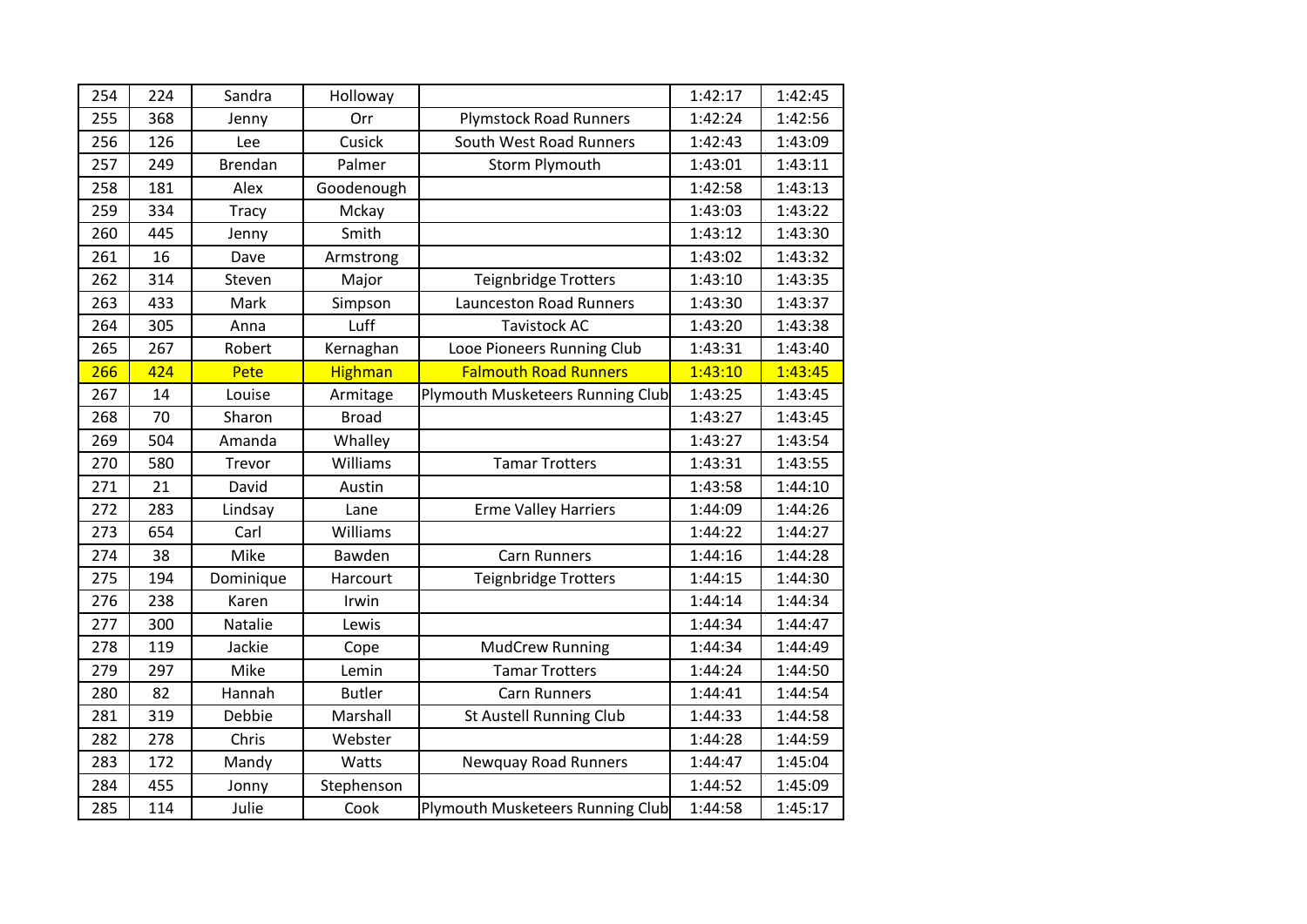| | | | | | | |
|---|---|---|---|---|---|---|
| 254 | 224 | Sandra | Holloway | | 1:42:17 | 1:42:45 |
| 255 | 368 | Jenny | Orr | Plymstock Road Runners | 1:42:24 | 1:42:56 |
| 256 | 126 | Lee | Cusick | South West Road Runners | 1:42:43 | 1:43:09 |
| 257 | 249 | Brendan | Palmer | Storm Plymouth | 1:43:01 | 1:43:11 |
| 258 | 181 | Alex | Goodenough | | 1:42:58 | 1:43:13 |
| 259 | 334 | Tracy | Mckay | | 1:43:03 | 1:43:22 |
| 260 | 445 | Jenny | Smith | | 1:43:12 | 1:43:30 |
| 261 | 16 | Dave | Armstrong | | 1:43:02 | 1:43:32 |
| 262 | 314 | Steven | Major | Teignbridge Trotters | 1:43:10 | 1:43:35 |
| 263 | 433 | Mark | Simpson | Launceston Road Runners | 1:43:30 | 1:43:37 |
| 264 | 305 | Anna | Luff | Tavistock AC | 1:43:20 | 1:43:38 |
| 265 | 267 | Robert | Kernaghan | Looe Pioneers Running Club | 1:43:31 | 1:43:40 |
| 266 | 424 | Pete | Highman | Falmouth Road Runners | 1:43:10 | 1:43:45 |
| 267 | 14 | Louise | Armitage | Plymouth Musketeers Running Club | 1:43:25 | 1:43:45 |
| 268 | 70 | Sharon | Broad | | 1:43:27 | 1:43:45 |
| 269 | 504 | Amanda | Whalley | | 1:43:27 | 1:43:54 |
| 270 | 580 | Trevor | Williams | Tamar Trotters | 1:43:31 | 1:43:55 |
| 271 | 21 | David | Austin | | 1:43:58 | 1:44:10 |
| 272 | 283 | Lindsay | Lane | Erme Valley Harriers | 1:44:09 | 1:44:26 |
| 273 | 654 | Carl | Williams | | 1:44:22 | 1:44:27 |
| 274 | 38 | Mike | Bawden | Carn Runners | 1:44:16 | 1:44:28 |
| 275 | 194 | Dominique | Harcourt | Teignbridge Trotters | 1:44:15 | 1:44:30 |
| 276 | 238 | Karen | Irwin | | 1:44:14 | 1:44:34 |
| 277 | 300 | Natalie | Lewis | | 1:44:34 | 1:44:47 |
| 278 | 119 | Jackie | Cope | MudCrew Running | 1:44:34 | 1:44:49 |
| 279 | 297 | Mike | Lemin | Tamar Trotters | 1:44:24 | 1:44:50 |
| 280 | 82 | Hannah | Butler | Carn Runners | 1:44:41 | 1:44:54 |
| 281 | 319 | Debbie | Marshall | St Austell Running Club | 1:44:33 | 1:44:58 |
| 282 | 278 | Chris | Webster | | 1:44:28 | 1:44:59 |
| 283 | 172 | Mandy | Watts | Newquay Road Runners | 1:44:47 | 1:45:04 |
| 284 | 455 | Jonny | Stephenson | | 1:44:52 | 1:45:09 |
| 285 | 114 | Julie | Cook | Plymouth Musketeers Running Club | 1:44:58 | 1:45:17 |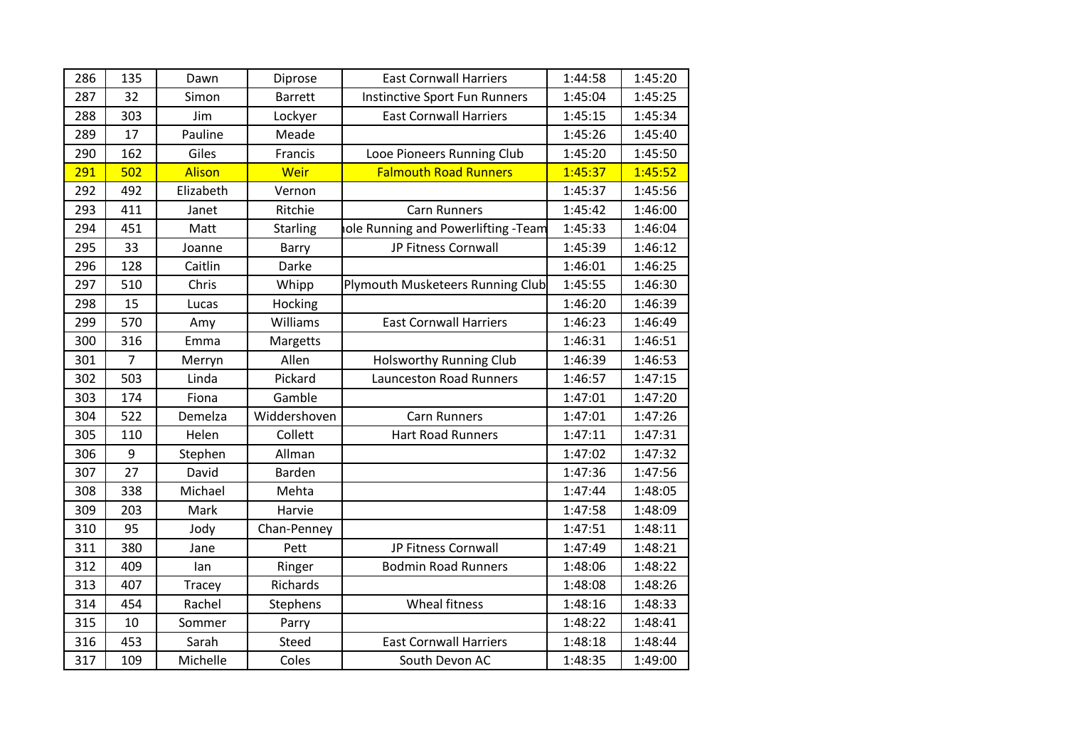| | | | | | | |
|---|---|---|---|---|---|---|
| 286 | 135 | Dawn | Diprose | East Cornwall Harriers | 1:44:58 | 1:45:20 |
| 287 | 32 | Simon | Barrett | Instinctive Sport Fun Runners | 1:45:04 | 1:45:25 |
| 288 | 303 | Jim | Lockyer | East Cornwall Harriers | 1:45:15 | 1:45:34 |
| 289 | 17 | Pauline | Meade | | 1:45:26 | 1:45:40 |
| 290 | 162 | Giles | Francis | Looe Pioneers Running Club | 1:45:20 | 1:45:50 |
| 291 | 502 | Alison | Weir | Falmouth Road Runners | 1:45:37 | 1:45:52 |
| 292 | 492 | Elizabeth | Vernon | | 1:45:37 | 1:45:56 |
| 293 | 411 | Janet | Ritchie | Carn Runners | 1:45:42 | 1:46:00 |
| 294 | 451 | Matt | Starling | ıole Running and Powerlifting -Team | 1:45:33 | 1:46:04 |
| 295 | 33 | Joanne | Barry | JP Fitness Cornwall | 1:45:39 | 1:46:12 |
| 296 | 128 | Caitlin | Darke | | 1:46:01 | 1:46:25 |
| 297 | 510 | Chris | Whipp | Plymouth Musketeers Running Club | 1:45:55 | 1:46:30 |
| 298 | 15 | Lucas | Hocking | | 1:46:20 | 1:46:39 |
| 299 | 570 | Amy | Williams | East Cornwall Harriers | 1:46:23 | 1:46:49 |
| 300 | 316 | Emma | Margetts | | 1:46:31 | 1:46:51 |
| 301 | 7 | Merryn | Allen | Holsworthy Running Club | 1:46:39 | 1:46:53 |
| 302 | 503 | Linda | Pickard | Launceston Road Runners | 1:46:57 | 1:47:15 |
| 303 | 174 | Fiona | Gamble | | 1:47:01 | 1:47:20 |
| 304 | 522 | Demelza | Widdershoven | Carn Runners | 1:47:01 | 1:47:26 |
| 305 | 110 | Helen | Collett | Hart Road Runners | 1:47:11 | 1:47:31 |
| 306 | 9 | Stephen | Allman | | 1:47:02 | 1:47:32 |
| 307 | 27 | David | Barden | | 1:47:36 | 1:47:56 |
| 308 | 338 | Michael | Mehta | | 1:47:44 | 1:48:05 |
| 309 | 203 | Mark | Harvie | | 1:47:58 | 1:48:09 |
| 310 | 95 | Jody | Chan-Penney | | 1:47:51 | 1:48:11 |
| 311 | 380 | Jane | Pett | JP Fitness Cornwall | 1:47:49 | 1:48:21 |
| 312 | 409 | Ian | Ringer | Bodmin Road Runners | 1:48:06 | 1:48:22 |
| 313 | 407 | Tracey | Richards | | 1:48:08 | 1:48:26 |
| 314 | 454 | Rachel | Stephens | Wheal fitness | 1:48:16 | 1:48:33 |
| 315 | 10 | Sommer | Parry | | 1:48:22 | 1:48:41 |
| 316 | 453 | Sarah | Steed | East Cornwall Harriers | 1:48:18 | 1:48:44 |
| 317 | 109 | Michelle | Coles | South Devon AC | 1:48:35 | 1:49:00 |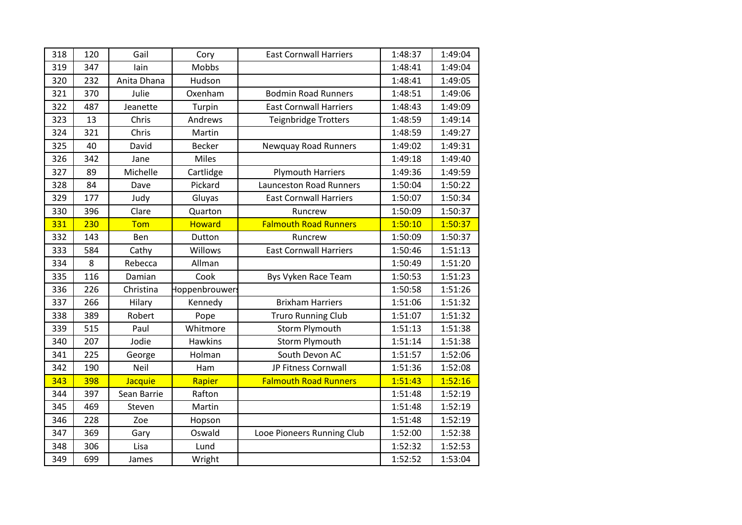| | | | | | | |
|---|---|---|---|---|---|---|
| 318 | 120 | Gail | Cory | East Cornwall Harriers | 1:48:37 | 1:49:04 |
| 319 | 347 | Iain | Mobbs | | 1:48:41 | 1:49:04 |
| 320 | 232 | Anita Dhana | Hudson | | 1:48:41 | 1:49:05 |
| 321 | 370 | Julie | Oxenham | Bodmin Road Runners | 1:48:51 | 1:49:06 |
| 322 | 487 | Jeanette | Turpin | East Cornwall Harriers | 1:48:43 | 1:49:09 |
| 323 | 13 | Chris | Andrews | Teignbridge Trotters | 1:48:59 | 1:49:14 |
| 324 | 321 | Chris | Martin | | 1:48:59 | 1:49:27 |
| 325 | 40 | David | Becker | Newquay Road Runners | 1:49:02 | 1:49:31 |
| 326 | 342 | Jane | Miles | | 1:49:18 | 1:49:40 |
| 327 | 89 | Michelle | Cartlidge | Plymouth Harriers | 1:49:36 | 1:49:59 |
| 328 | 84 | Dave | Pickard | Launceston Road Runners | 1:50:04 | 1:50:22 |
| 329 | 177 | Judy | Gluyas | East Cornwall Harriers | 1:50:07 | 1:50:34 |
| 330 | 396 | Clare | Quarton | Runcrew | 1:50:09 | 1:50:37 |
| 331 | 230 | Tom | Howard | Falmouth Road Runners | 1:50:10 | 1:50:37 |
| 332 | 143 | Ben | Dutton | Runcrew | 1:50:09 | 1:50:37 |
| 333 | 584 | Cathy | Willows | East Cornwall Harriers | 1:50:46 | 1:51:13 |
| 334 | 8 | Rebecca | Allman | | 1:50:49 | 1:51:20 |
| 335 | 116 | Damian | Cook | Bys Vyken Race Team | 1:50:53 | 1:51:23 |
| 336 | 226 | Christina | Hoppenbrouwers | | 1:50:58 | 1:51:26 |
| 337 | 266 | Hilary | Kennedy | Brixham Harriers | 1:51:06 | 1:51:32 |
| 338 | 389 | Robert | Pope | Truro Running Club | 1:51:07 | 1:51:32 |
| 339 | 515 | Paul | Whitmore | Storm Plymouth | 1:51:13 | 1:51:38 |
| 340 | 207 | Jodie | Hawkins | Storm Plymouth | 1:51:14 | 1:51:38 |
| 341 | 225 | George | Holman | South Devon AC | 1:51:57 | 1:52:06 |
| 342 | 190 | Neil | Ham | JP Fitness Cornwall | 1:51:36 | 1:52:08 |
| 343 | 398 | Jacquie | Rapier | Falmouth Road Runners | 1:51:43 | 1:52:16 |
| 344 | 397 | Sean Barrie | Rafton | | 1:51:48 | 1:52:19 |
| 345 | 469 | Steven | Martin | | 1:51:48 | 1:52:19 |
| 346 | 228 | Zoe | Hopson | | 1:51:48 | 1:52:19 |
| 347 | 369 | Gary | Oswald | Looe Pioneers Running Club | 1:52:00 | 1:52:38 |
| 348 | 306 | Lisa | Lund | | 1:52:32 | 1:52:53 |
| 349 | 699 | James | Wright | | 1:52:52 | 1:53:04 |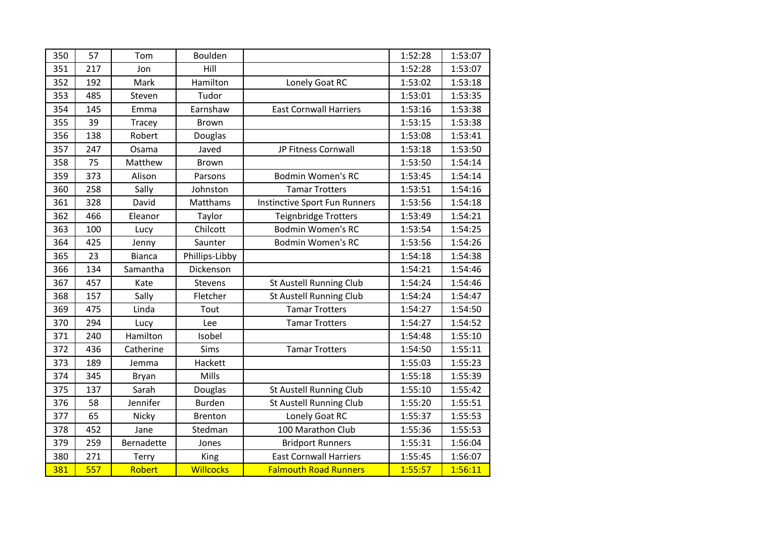| | | | | | | |
|---|---|---|---|---|---|---|
| 350 | 57 | Tom | Boulden | | 1:52:28 | 1:53:07 |
| 351 | 217 | Jon | Hill | | 1:52:28 | 1:53:07 |
| 352 | 192 | Mark | Hamilton | Lonely Goat RC | 1:53:02 | 1:53:18 |
| 353 | 485 | Steven | Tudor | | 1:53:01 | 1:53:35 |
| 354 | 145 | Emma | Earnshaw | East Cornwall Harriers | 1:53:16 | 1:53:38 |
| 355 | 39 | Tracey | Brown | | 1:53:15 | 1:53:38 |
| 356 | 138 | Robert | Douglas | | 1:53:08 | 1:53:41 |
| 357 | 247 | Osama | Javed | JP Fitness Cornwall | 1:53:18 | 1:53:50 |
| 358 | 75 | Matthew | Brown | | 1:53:50 | 1:54:14 |
| 359 | 373 | Alison | Parsons | Bodmin Women's RC | 1:53:45 | 1:54:14 |
| 360 | 258 | Sally | Johnston | Tamar Trotters | 1:53:51 | 1:54:16 |
| 361 | 328 | David | Matthams | Instinctive Sport Fun Runners | 1:53:56 | 1:54:18 |
| 362 | 466 | Eleanor | Taylor | Teignbridge Trotters | 1:53:49 | 1:54:21 |
| 363 | 100 | Lucy | Chilcott | Bodmin Women's RC | 1:53:54 | 1:54:25 |
| 364 | 425 | Jenny | Saunter | Bodmin Women's RC | 1:53:56 | 1:54:26 |
| 365 | 23 | Bianca | Phillips-Libby | | 1:54:18 | 1:54:38 |
| 366 | 134 | Samantha | Dickenson | | 1:54:21 | 1:54:46 |
| 367 | 457 | Kate | Stevens | St Austell Running Club | 1:54:24 | 1:54:46 |
| 368 | 157 | Sally | Fletcher | St Austell Running Club | 1:54:24 | 1:54:47 |
| 369 | 475 | Linda | Tout | Tamar Trotters | 1:54:27 | 1:54:50 |
| 370 | 294 | Lucy | Lee | Tamar Trotters | 1:54:27 | 1:54:52 |
| 371 | 240 | Hamilton | Isobel | | 1:54:48 | 1:55:10 |
| 372 | 436 | Catherine | Sims | Tamar Trotters | 1:54:50 | 1:55:11 |
| 373 | 189 | Jemma | Hackett | | 1:55:03 | 1:55:23 |
| 374 | 345 | Bryan | Mills | | 1:55:18 | 1:55:39 |
| 375 | 137 | Sarah | Douglas | St Austell Running Club | 1:55:10 | 1:55:42 |
| 376 | 58 | Jennifer | Burden | St Austell Running Club | 1:55:20 | 1:55:51 |
| 377 | 65 | Nicky | Brenton | Lonely Goat RC | 1:55:37 | 1:55:53 |
| 378 | 452 | Jane | Stedman | 100 Marathon Club | 1:55:36 | 1:55:53 |
| 379 | 259 | Bernadette | Jones | Bridport Runners | 1:55:31 | 1:56:04 |
| 380 | 271 | Terry | King | East Cornwall Harriers | 1:55:45 | 1:56:07 |
| 381 | 557 | Robert | Willcocks | Falmouth Road Runners | 1:55:57 | 1:56:11 |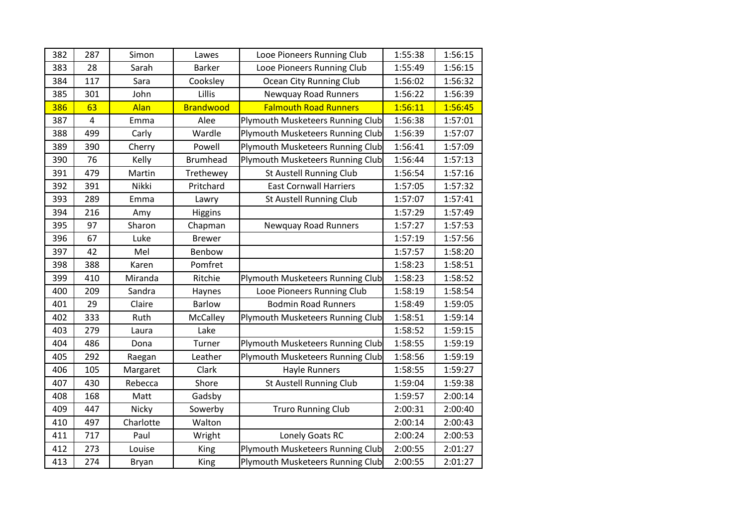| | | | | | | |
|---|---|---|---|---|---|---|
| 382 | 287 | Simon | Lawes | Looe Pioneers Running Club | 1:55:38 | 1:56:15 |
| 383 | 28 | Sarah | Barker | Looe Pioneers Running Club | 1:55:49 | 1:56:15 |
| 384 | 117 | Sara | Cooksley | Ocean City Running Club | 1:56:02 | 1:56:32 |
| 385 | 301 | John | Lillis | Newquay Road Runners | 1:56:22 | 1:56:39 |
| 386 | 63 | Alan | Brandwood | Falmouth Road Runners | 1:56:11 | 1:56:45 |
| 387 | 4 | Emma | Alee | Plymouth Musketeers Running Club | 1:56:38 | 1:57:01 |
| 388 | 499 | Carly | Wardle | Plymouth Musketeers Running Club | 1:56:39 | 1:57:07 |
| 389 | 390 | Cherry | Powell | Plymouth Musketeers Running Club | 1:56:41 | 1:57:09 |
| 390 | 76 | Kelly | Brumhead | Plymouth Musketeers Running Club | 1:56:44 | 1:57:13 |
| 391 | 479 | Martin | Trethewey | St Austell Running Club | 1:56:54 | 1:57:16 |
| 392 | 391 | Nikki | Pritchard | East Cornwall Harriers | 1:57:05 | 1:57:32 |
| 393 | 289 | Emma | Lawry | St Austell Running Club | 1:57:07 | 1:57:41 |
| 394 | 216 | Amy | Higgins | | 1:57:29 | 1:57:49 |
| 395 | 97 | Sharon | Chapman | Newquay Road Runners | 1:57:27 | 1:57:53 |
| 396 | 67 | Luke | Brewer | | 1:57:19 | 1:57:56 |
| 397 | 42 | Mel | Benbow | | 1:57:57 | 1:58:20 |
| 398 | 388 | Karen | Pomfret | | 1:58:23 | 1:58:51 |
| 399 | 410 | Miranda | Ritchie | Plymouth Musketeers Running Club | 1:58:23 | 1:58:52 |
| 400 | 209 | Sandra | Haynes | Looe Pioneers Running Club | 1:58:19 | 1:58:54 |
| 401 | 29 | Claire | Barlow | Bodmin Road Runners | 1:58:49 | 1:59:05 |
| 402 | 333 | Ruth | McCalley | Plymouth Musketeers Running Club | 1:58:51 | 1:59:14 |
| 403 | 279 | Laura | Lake | | 1:58:52 | 1:59:15 |
| 404 | 486 | Dona | Turner | Plymouth Musketeers Running Club | 1:58:55 | 1:59:19 |
| 405 | 292 | Raegan | Leather | Plymouth Musketeers Running Club | 1:58:56 | 1:59:19 |
| 406 | 105 | Margaret | Clark | Hayle Runners | 1:58:55 | 1:59:27 |
| 407 | 430 | Rebecca | Shore | St Austell Running Club | 1:59:04 | 1:59:38 |
| 408 | 168 | Matt | Gadsby | | 1:59:57 | 2:00:14 |
| 409 | 447 | Nicky | Sowerby | Truro Running Club | 2:00:31 | 2:00:40 |
| 410 | 497 | Charlotte | Walton | | 2:00:14 | 2:00:43 |
| 411 | 717 | Paul | Wright | Lonely Goats RC | 2:00:24 | 2:00:53 |
| 412 | 273 | Louise | King | Plymouth Musketeers Running Club | 2:00:55 | 2:01:27 |
| 413 | 274 | Bryan | King | Plymouth Musketeers Running Club | 2:00:55 | 2:01:27 |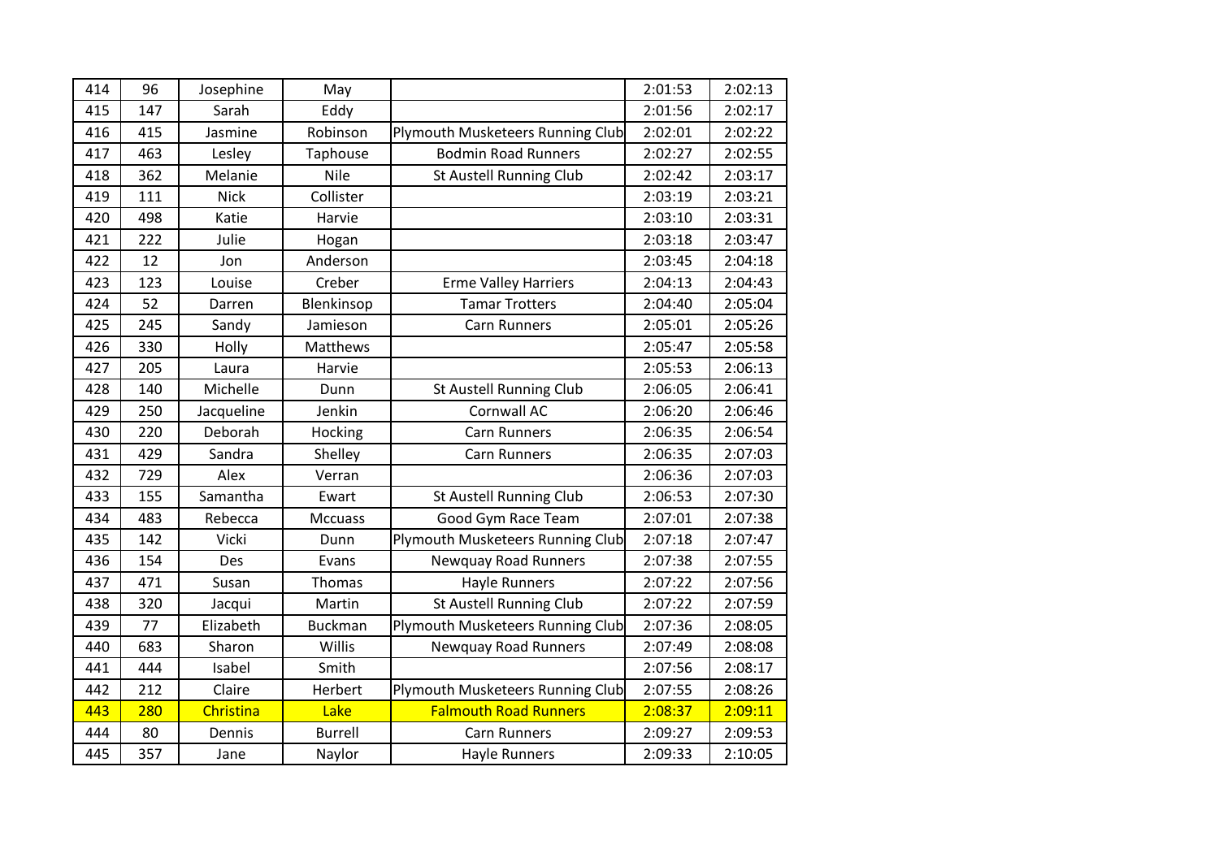| | | | | | | |
|---|---|---|---|---|---|---|
| 414 | 96 | Josephine | May | | 2:01:53 | 2:02:13 |
| 415 | 147 | Sarah | Eddy | | 2:01:56 | 2:02:17 |
| 416 | 415 | Jasmine | Robinson | Plymouth Musketeers Running Club | 2:02:01 | 2:02:22 |
| 417 | 463 | Lesley | Taphouse | Bodmin Road Runners | 2:02:27 | 2:02:55 |
| 418 | 362 | Melanie | Nile | St Austell Running Club | 2:02:42 | 2:03:17 |
| 419 | 111 | Nick | Collister | | 2:03:19 | 2:03:21 |
| 420 | 498 | Katie | Harvie | | 2:03:10 | 2:03:31 |
| 421 | 222 | Julie | Hogan | | 2:03:18 | 2:03:47 |
| 422 | 12 | Jon | Anderson | | 2:03:45 | 2:04:18 |
| 423 | 123 | Louise | Creber | Erme Valley Harriers | 2:04:13 | 2:04:43 |
| 424 | 52 | Darren | Blenkinsop | Tamar Trotters | 2:04:40 | 2:05:04 |
| 425 | 245 | Sandy | Jamieson | Carn Runners | 2:05:01 | 2:05:26 |
| 426 | 330 | Holly | Matthews | | 2:05:47 | 2:05:58 |
| 427 | 205 | Laura | Harvie | | 2:05:53 | 2:06:13 |
| 428 | 140 | Michelle | Dunn | St Austell Running Club | 2:06:05 | 2:06:41 |
| 429 | 250 | Jacqueline | Jenkin | Cornwall AC | 2:06:20 | 2:06:46 |
| 430 | 220 | Deborah | Hocking | Carn Runners | 2:06:35 | 2:06:54 |
| 431 | 429 | Sandra | Shelley | Carn Runners | 2:06:35 | 2:07:03 |
| 432 | 729 | Alex | Verran | | 2:06:36 | 2:07:03 |
| 433 | 155 | Samantha | Ewart | St Austell Running Club | 2:06:53 | 2:07:30 |
| 434 | 483 | Rebecca | Mccuass | Good Gym Race Team | 2:07:01 | 2:07:38 |
| 435 | 142 | Vicki | Dunn | Plymouth Musketeers Running Club | 2:07:18 | 2:07:47 |
| 436 | 154 | Des | Evans | Newquay Road Runners | 2:07:38 | 2:07:55 |
| 437 | 471 | Susan | Thomas | Hayle Runners | 2:07:22 | 2:07:56 |
| 438 | 320 | Jacqui | Martin | St Austell Running Club | 2:07:22 | 2:07:59 |
| 439 | 77 | Elizabeth | Buckman | Plymouth Musketeers Running Club | 2:07:36 | 2:08:05 |
| 440 | 683 | Sharon | Willis | Newquay Road Runners | 2:07:49 | 2:08:08 |
| 441 | 444 | Isabel | Smith | | 2:07:56 | 2:08:17 |
| 442 | 212 | Claire | Herbert | Plymouth Musketeers Running Club | 2:07:55 | 2:08:26 |
| 443 | 280 | Christina | Lake | Falmouth Road Runners | 2:08:37 | 2:09:11 |
| 444 | 80 | Dennis | Burrell | Carn Runners | 2:09:27 | 2:09:53 |
| 445 | 357 | Jane | Naylor | Hayle Runners | 2:09:33 | 2:10:05 |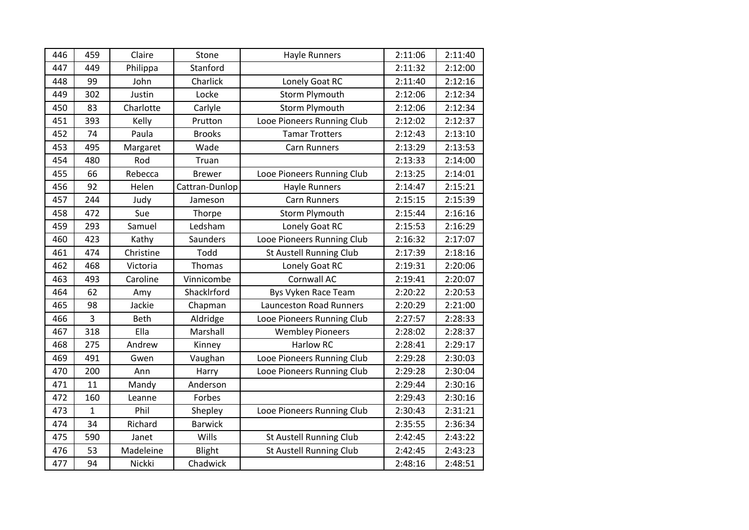| 446 | 459 | Claire | Stone | Hayle Runners | 2:11:06 | 2:11:40 |
|---|---|---|---|---|---|---|
| 447 | 449 | Philippa | Stanford | | 2:11:32 | 2:12:00 |
| 448 | 99 | John | Charlick | Lonely Goat RC | 2:11:40 | 2:12:16 |
| 449 | 302 | Justin | Locke | Storm Plymouth | 2:12:06 | 2:12:34 |
| 450 | 83 | Charlotte | Carlyle | Storm Plymouth | 2:12:06 | 2:12:34 |
| 451 | 393 | Kelly | Prutton | Looe Pioneers Running Club | 2:12:02 | 2:12:37 |
| 452 | 74 | Paula | Brooks | Tamar Trotters | 2:12:43 | 2:13:10 |
| 453 | 495 | Margaret | Wade | Carn Runners | 2:13:29 | 2:13:53 |
| 454 | 480 | Rod | Truan | | 2:13:33 | 2:14:00 |
| 455 | 66 | Rebecca | Brewer | Looe Pioneers Running Club | 2:13:25 | 2:14:01 |
| 456 | 92 | Helen | Cattran-Dunlop | Hayle Runners | 2:14:47 | 2:15:21 |
| 457 | 244 | Judy | Jameson | Carn Runners | 2:15:15 | 2:15:39 |
| 458 | 472 | Sue | Thorpe | Storm Plymouth | 2:15:44 | 2:16:16 |
| 459 | 293 | Samuel | Ledsham | Lonely Goat RC | 2:15:53 | 2:16:29 |
| 460 | 423 | Kathy | Saunders | Looe Pioneers Running Club | 2:16:32 | 2:17:07 |
| 461 | 474 | Christine | Todd | St Austell Running Club | 2:17:39 | 2:18:16 |
| 462 | 468 | Victoria | Thomas | Lonely Goat RC | 2:19:31 | 2:20:06 |
| 463 | 493 | Caroline | Vinnicombe | Cornwall AC | 2:19:41 | 2:20:07 |
| 464 | 62 | Amy | Shacklrford | Bys Vyken Race Team | 2:20:22 | 2:20:53 |
| 465 | 98 | Jackie | Chapman | Launceston Road Runners | 2:20:29 | 2:21:00 |
| 466 | 3 | Beth | Aldridge | Looe Pioneers Running Club | 2:27:57 | 2:28:33 |
| 467 | 318 | Ella | Marshall | Wembley Pioneers | 2:28:02 | 2:28:37 |
| 468 | 275 | Andrew | Kinney | Harlow RC | 2:28:41 | 2:29:17 |
| 469 | 491 | Gwen | Vaughan | Looe Pioneers Running Club | 2:29:28 | 2:30:03 |
| 470 | 200 | Ann | Harry | Looe Pioneers Running Club | 2:29:28 | 2:30:04 |
| 471 | 11 | Mandy | Anderson | | 2:29:44 | 2:30:16 |
| 472 | 160 | Leanne | Forbes | | 2:29:43 | 2:30:16 |
| 473 | 1 | Phil | Shepley | Looe Pioneers Running Club | 2:30:43 | 2:31:21 |
| 474 | 34 | Richard | Barwick | | 2:35:55 | 2:36:34 |
| 475 | 590 | Janet | Wills | St Austell Running Club | 2:42:45 | 2:43:22 |
| 476 | 53 | Madeleine | Blight | St Austell Running Club | 2:42:45 | 2:43:23 |
| 477 | 94 | Nickki | Chadwick | | 2:48:16 | 2:48:51 |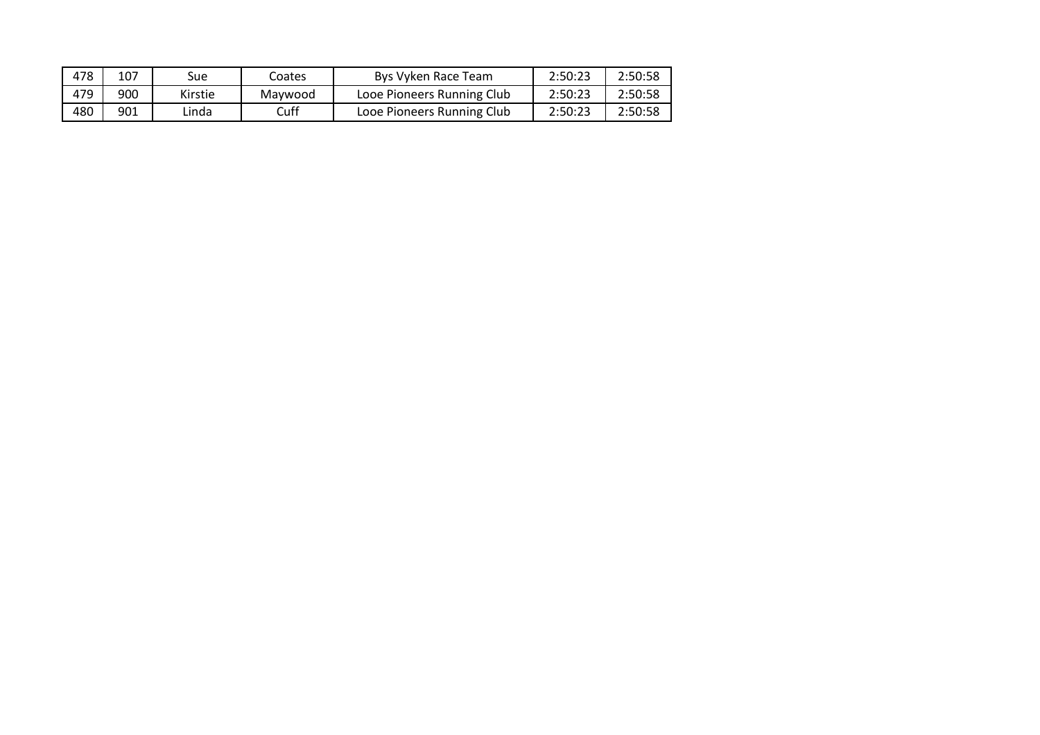| | | | | | | |
|---|---|---|---|---|---|---|
| 478 | 107 | Sue | Coates | Bys Vyken Race Team | 2:50:23 | 2:50:58 |
| 479 | 900 | Kirstie | Maywood | Looe Pioneers Running Club | 2:50:23 | 2:50:58 |
| 480 | 901 | Linda | Cuff | Looe Pioneers Running Club | 2:50:23 | 2:50:58 |